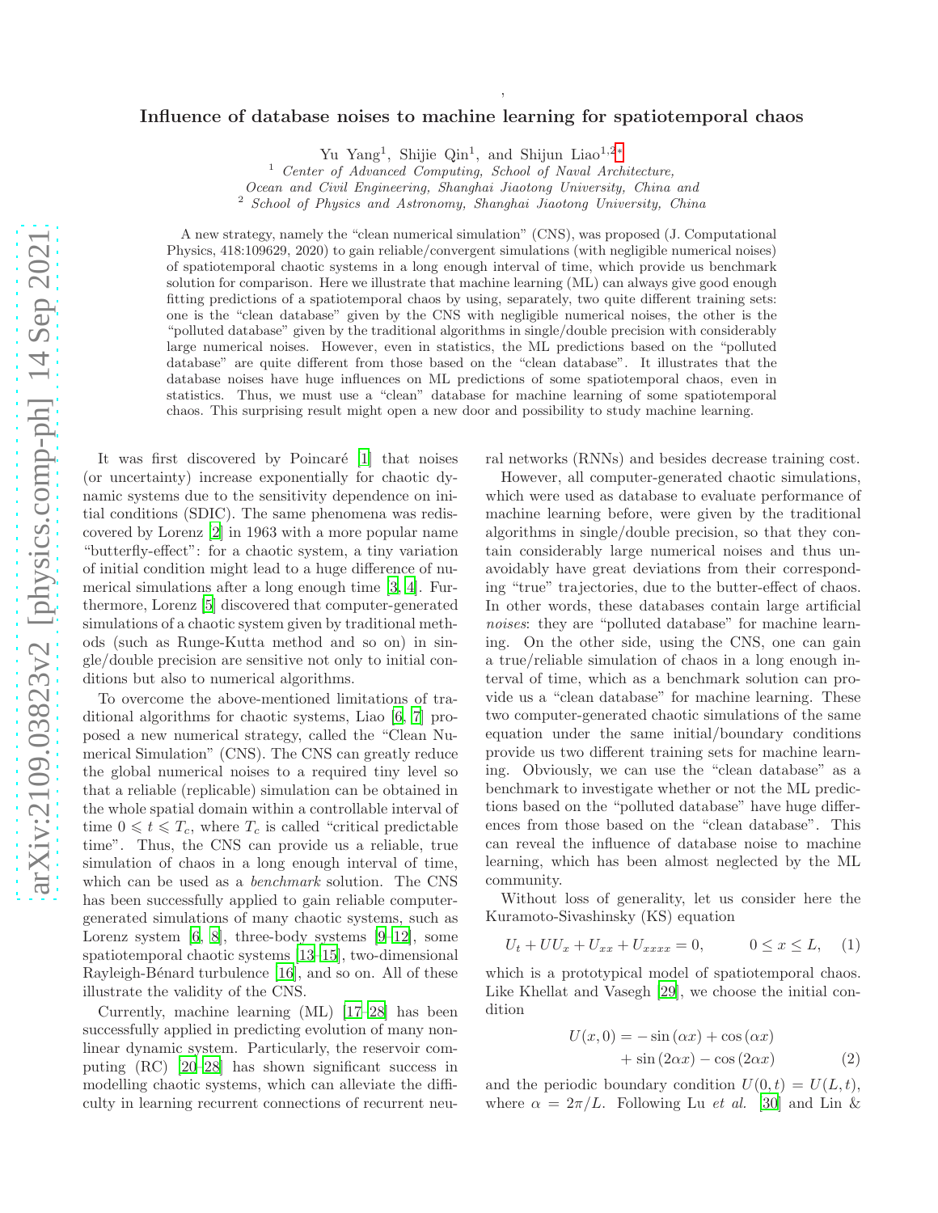# Influence of database noises to machine learning for spatiotemporal chaos

Yu Yang[1], Shijie Qin[1], and Shijun Liao[1,2]*

[1] *Center of Advanced Computing, School of Naval Architecture, Ocean and Civil Engineering, Shanghai Jiaotong University, China and*
[2] *School of Physics and Astronomy, Shanghai Jiaotong University, China*

A new strategy, namely the "clean numerical simulation" (CNS), was proposed (J. Computational Physics, 418:109629, 2020) to gain reliable/convergent simulations (with negligible numerical noises) of spatiotemporal chaotic systems in a long enough interval of time, which provide us benchmark solution for comparison. Here we illustrate that machine learning (ML) can always give good enough fitting predictions of a spatiotemporal chaos by using, separately, two quite different training sets: one is the "clean database" given by the CNS with negligible numerical noises, the other is the "polluted database" given by the traditional algorithms in single/double precision with considerably large numerical noises. However, even in statistics, the ML predictions based on the "polluted database" are quite different from those based on the "clean database". It illustrates that the database noises have huge influences on ML predictions of some spatiotemporal chaos, even in statistics. Thus, we must use a "clean" database for machine learning of some spatiotemporal chaos. This surprising result might open a new door and possibility to study machine learning.

It was first discovered by Poincaré [1] that noises (or uncertainty) increase exponentially for chaotic dynamic systems due to the sensitivity dependence on initial conditions (SDIC). The same phenomena was rediscovered by Lorenz [2] in 1963 with a more popular name "butterfly-effect": for a chaotic system, a tiny variation of initial condition might lead to a huge difference of numerical simulations after a long enough time [3, 4]. Furthermore, Lorenz [5] discovered that computer-generated simulations of a chaotic system given by traditional methods (such as Runge-Kutta method and so on) in single/double precision are sensitive not only to initial conditions but also to numerical algorithms.

To overcome the above-mentioned limitations of traditional algorithms for chaotic systems, Liao [6, 7] proposed a new numerical strategy, called the "Clean Numerical Simulation" (CNS). The CNS can greatly reduce the global numerical noises to a required tiny level so that a reliable (replicable) simulation can be obtained in the whole spatial domain within a controllable interval of time $0 \leqslant t \leqslant T_c$, where $T_c$ is called "critical predictable time". Thus, the CNS can provide us a reliable, true simulation of chaos in a long enough interval of time, which can be used as a *benchmark* solution. The CNS has been successfully applied to gain reliable computer-generated simulations of many chaotic systems, such as Lorenz system [6, 8], three-body systems [9–12], some spatiotemporal chaotic systems [13–15], two-dimensional Rayleigh-Bénard turbulence [16], and so on. All of these illustrate the validity of the CNS.

Currently, machine learning (ML) [17–28] has been successfully applied in predicting evolution of many nonlinear dynamic system. Particularly, the reservoir computing (RC) [20–28] has shown significant success in modelling chaotic systems, which can alleviate the difficulty in learning recurrent connections of recurrent neural networks (RNNs) and besides decrease training cost.

However, all computer-generated chaotic simulations, which were used as database to evaluate performance of machine learning before, were given by the traditional algorithms in single/double precision, so that they contain considerably large numerical noises and thus unavoidably have great deviations from their corresponding "true" trajectories, due to the butter-effect of chaos. In other words, these databases contain large artificial *noises*: they are "polluted database" for machine learning. On the other side, using the CNS, one can gain a true/reliable simulation of chaos in a long enough interval of time, which as a benchmark solution can provide us a "clean database" for machine learning. These two computer-generated chaotic simulations of the same equation under the same initial/boundary conditions provide us two different training sets for machine learning. Obviously, we can use the "clean database" as a benchmark to investigate whether or not the ML predictions based on the "polluted database" have huge differences from those based on the "clean database". This can reveal the influence of database noise to machine learning, which has been almost neglected by the ML community.

Without loss of generality, let us consider here the Kuramoto-Sivashinsky (KS) equation

$$U_t + UU_x + U_{xx} + U_{xxxx} = 0, \qquad 0 \le x \le L, \quad (1)$$

which is a prototypical model of spatiotemporal chaos. Like Khellat and Vasegh [29], we choose the initial condition

$$U(x, 0) = -\sin(\alpha x) + \cos(\alpha x) + \sin(2\alpha x) - \cos(2\alpha x) \quad (2)$$

and the periodic boundary condition $U(0, t) = U(L, t)$, where $\alpha = 2\pi/L$. Following Lu *et al.* [30] and Lin &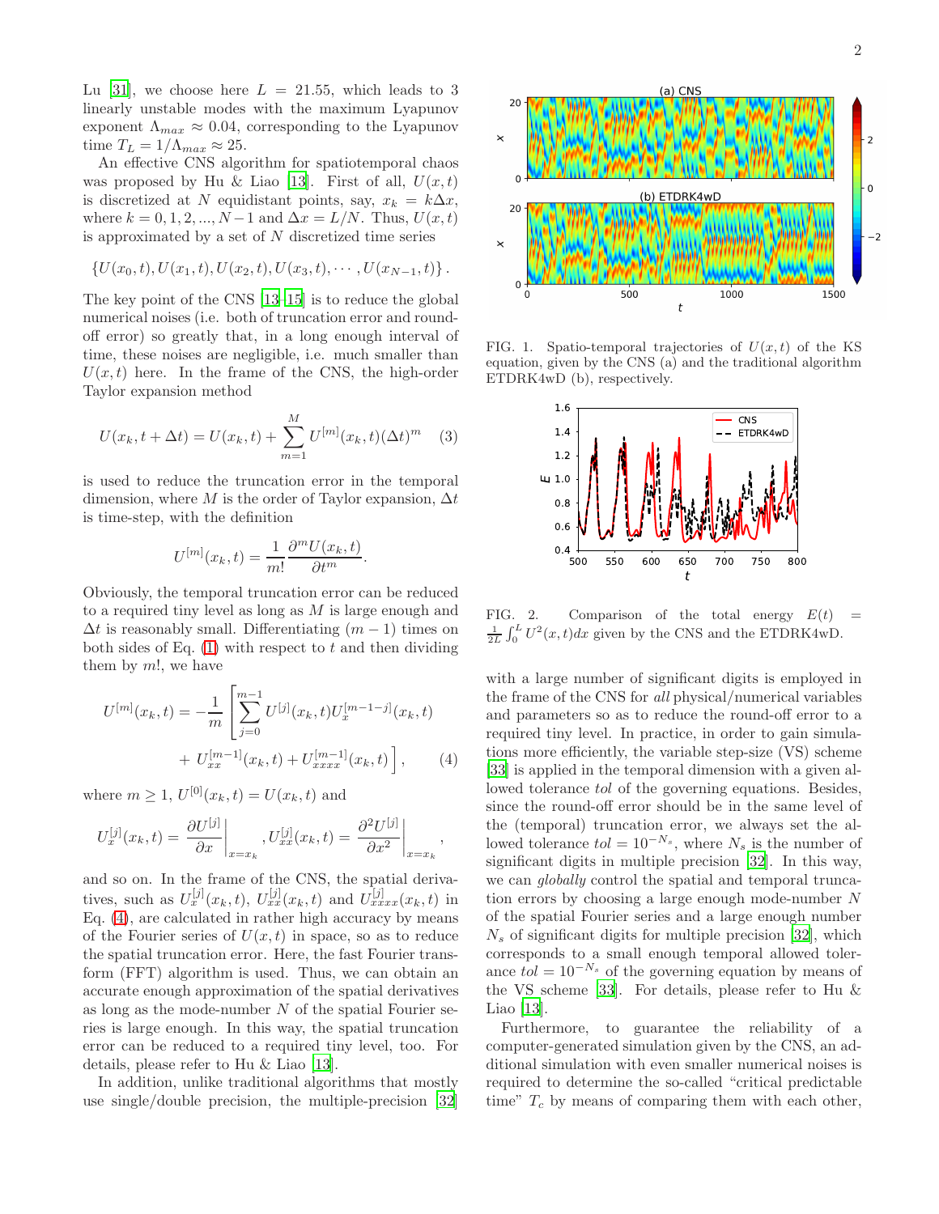Lu [31], we choose here $L = 21.55$, which leads to 3 linearly unstable modes with the maximum Lyapunov exponent $\Lambda_{max} \approx 0.04$, corresponding to the Lyapunov time $T_L = 1/\Lambda_{max} \approx 25$.

An effective CNS algorithm for spatiotemporal chaos was proposed by Hu & Liao [13]. First of all, $U(x,t)$ is discretized at $N$ equidistant points, say, $x_k = k\Delta x$, where $k = 0, 1, 2, ..., N-1$ and $\Delta x = L/N$. Thus, $U(x,t)$ is approximated by a set of $N$ discretized time series

$$\{U(x_0,t), U(x_1,t), U(x_2,t), U(x_3,t), \cdots, U(x_{N-1},t)\}.$$

The key point of the CNS [13–15] is to reduce the global numerical noises (i.e. both of truncation error and round-off error) so greatly that, in a long enough interval of time, these noises are negligible, i.e. much smaller than $U(x,t)$ here. In the frame of the CNS, the high-order Taylor expansion method

$$U(x_k, t+\Delta t) = U(x_k,t) + \sum_{m=1}^{M} U^{[m]}(x_k,t)(\Delta t)^m \quad (3)$$

is used to reduce the truncation error in the temporal dimension, where $M$ is the order of Taylor expansion, $\Delta t$ is time-step, with the definition

$$U^{[m]}(x_k,t) = \frac{1}{m!}\frac{\partial^m U(x_k,t)}{\partial t^m}.$$

Obviously, the temporal truncation error can be reduced to a required tiny level as long as $M$ is large enough and $\Delta t$ is reasonably small. Differentiating $(m-1)$ times on both sides of Eq. (1) with respect to $t$ and then dividing them by $m!$, we have

$$U^{[m]}(x_k,t) = -\frac{1}{m}\left[\sum_{j=0}^{m-1} U^{[j]}(x_k,t)U_x^{[m-1-j]}(x_k,t) + U_{xx}^{[m-1]}(x_k,t) + U_{xxxx}^{[m-1]}(x_k,t)\right], \quad (4)$$

where $m \geq 1$, $U^{[0]}(x_k,t) = U(x_k,t)$ and

$$U_x^{[j]}(x_k,t) = \left.\frac{\partial U^{[j]}}{\partial x}\right|_{x=x_k}, U_{xx}^{[j]}(x_k,t) = \left.\frac{\partial^2 U^{[j]}}{\partial x^2}\right|_{x=x_k},$$

and so on. In the frame of the CNS, the spatial derivatives, such as $U_x^{[j]}(x_k,t)$, $U_{xx}^{[j]}(x_k,t)$ and $U_{xxxx}^{[j]}(x_k,t)$ in Eq. (4), are calculated in rather high accuracy by means of the Fourier series of $U(x,t)$ in space, so as to reduce the spatial truncation error. Here, the fast Fourier transform (FFT) algorithm is used. Thus, we can obtain an accurate enough approximation of the spatial derivatives as long as the mode-number $N$ of the spatial Fourier series is large enough. In this way, the spatial truncation error can be reduced to a required tiny level, too. For details, please refer to Hu & Liao [13].

In addition, unlike traditional algorithms that mostly use single/double precision, the multiple-precision [32] with a large number of significant digits is employed in the frame of the CNS for *all* physical/numerical variables and parameters so as to reduce the round-off error to a required tiny level. In practice, in order to gain simulations more efficiently, the variable step-size (VS) scheme [33] is applied in the temporal dimension with a given allowed tolerance $tol$ of the governing equations. Besides, since the round-off error should be in the same level of the (temporal) truncation error, we always set the allowed tolerance $tol = 10^{-N_s}$, where $N_s$ is the number of significant digits in multiple precision [32]. In this way, we can *globally* control the spatial and temporal truncation errors by choosing a large enough mode-number $N$ of the spatial Fourier series and a large enough number $N_s$ of significant digits for multiple precision [32], which corresponds to a small enough temporal allowed tolerance $tol = 10^{-N_s}$ of the governing equation by means of the VS scheme [33]. For details, please refer to Hu & Liao [13].

Furthermore, to guarantee the reliability of a computer-generated simulation given by the CNS, an additional simulation with even smaller numerical noises is required to determine the so-called "critical predictable time" $T_c$ by means of comparing them with each other,

FIG. 1. Spatio-temporal trajectories of $U(x,t)$ of the KS equation, given by the CNS (a) and the traditional algorithm ETDRK4wD (b), respectively.

FIG. 2. Comparison of the total energy $E(t) = \frac{1}{2L}\int_0^L U^2(x,t)dx$ given by the CNS and the ETDRK4wD.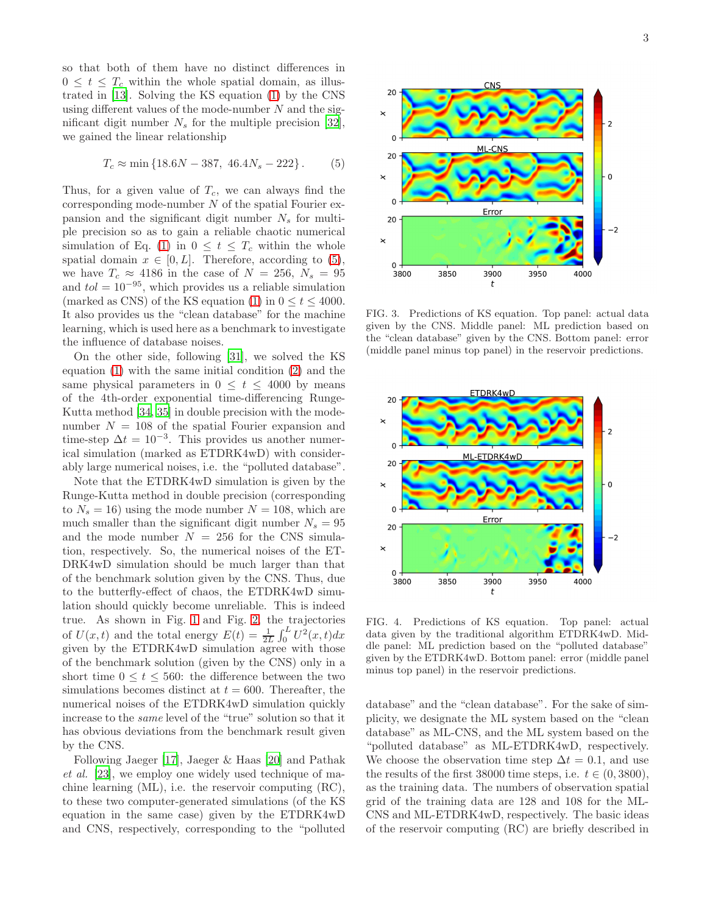so that both of them have no distinct differences in $0 \le t \le T_c$ within the whole spatial domain, as illustrated in [13]. Solving the KS equation (1) by the CNS using different values of the mode-number $N$ and the significant digit number $N_s$ for the multiple precision [32], we gained the linear relationship

$$T_c \approx \min\{18.6N - 387,\ 46.4N_s - 222\}. \quad (5)$$

Thus, for a given value of $T_c$, we can always find the corresponding mode-number $N$ of the spatial Fourier expansion and the significant digit number $N_s$ for multiple precision so as to gain a reliable chaotic numerical simulation of Eq. (1) in $0 \le t \le T_c$ within the whole spatial domain $x \in [0, L]$. Therefore, according to (5), we have $T_c \approx 4186$ in the case of $N = 256$, $N_s = 95$ and $tol = 10^{-95}$, which provides us a reliable simulation (marked as CNS) of the KS equation (1) in $0 \le t \le 4000$. It also provides us the "clean database" for the machine learning, which is used here as a benchmark to investigate the influence of database noises.

On the other side, following [31], we solved the KS equation (1) with the same initial condition (2) and the same physical parameters in $0 \le t \le 4000$ by means of the 4th-order exponential time-differencing Runge-Kutta method [34, 35] in double precision with the mode-number $N = 108$ of the spatial Fourier expansion and time-step $\Delta t = 10^{-3}$. This provides us another numerical simulation (marked as ETDRK4wD) with considerably large numerical noises, i.e. the "polluted database".

Note that the ETDRK4wD simulation is given by the Runge-Kutta method in double precision (corresponding to $N_s = 16$) using the mode number $N = 108$, which are much smaller than the significant digit number $N_s = 95$ and the mode number $N = 256$ for the CNS simulation, respectively. So, the numerical noises of the ETDRK4wD simulation should be much larger than that of the benchmark solution given by the CNS. Thus, due to the butterfly-effect of chaos, the ETDRK4wD simulation should quickly become unreliable. This is indeed true. As shown in Fig. 1 and Fig. 2, the trajectories of $U(x,t)$ and the total energy $E(t) = \frac{1}{2L}\int_0^L U^2(x,t)dx$ given by the ETDRK4wD simulation agree with those of the benchmark solution (given by the CNS) only in a short time $0 \le t \le 560$: the difference between the two simulations becomes distinct at $t = 600$. Thereafter, the numerical noises of the ETDRK4wD simulation quickly increase to the *same* level of the "true" solution so that it has obvious deviations from the benchmark result given by the CNS.

Following Jaeger [17], Jaeger & Haas [20] and Pathak *et al.* [23], we employ one widely used technique of machine learning (ML), i.e. the reservoir computing (RC), to these two computer-generated simulations (of the KS equation in the same case) given by the ETDRK4wD and CNS, respectively, corresponding to the "polluted database" and the "clean database". For the sake of simplicity, we designate the ML system based on the "clean database" as ML-CNS, and the ML system based on the "polluted database" as ML-ETDRK4wD, respectively. We choose the observation time step $\Delta t = 0.1$, and use the results of the first 38000 time steps, i.e. $t \in (0, 3800)$, as the training data. The numbers of observation spatial grid of the training data are 128 and 108 for the ML-CNS and ML-ETDRK4wD, respectively. The basic ideas of the reservoir computing (RC) are briefly described in

FIG. 3. Predictions of KS equation. Top panel: actual data given by the CNS. Middle panel: ML prediction based on the "clean database" given by the CNS. Bottom panel: error (middle panel minus top panel) in the reservoir predictions.

FIG. 4. Predictions of KS equation. Top panel: actual data given by the traditional algorithm ETDRK4wD. Middle panel: ML prediction based on the "polluted database" given by the ETDRK4wD. Bottom panel: error (middle panel minus top panel) in the reservoir predictions.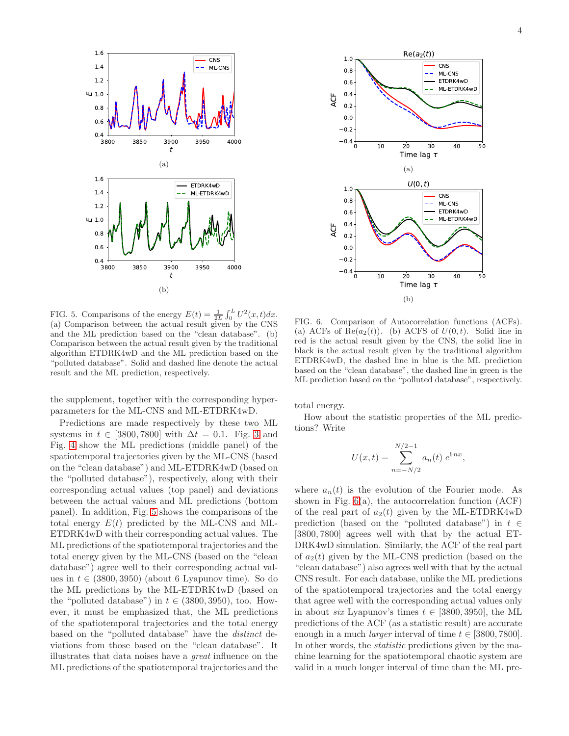FIG. 5. Comparisons of the energy $E(t) = \frac{1}{2L}\int_0^L U^2(x,t)dx$. (a) Comparison between the actual result given by the CNS and the ML prediction based on the "clean database". (b) Comparison between the actual result given by the traditional algorithm ETDRK4wD and the ML prediction based on the "polluted database". Solid and dashed line denote the actual result and the ML prediction, respectively.

the supplement, together with the corresponding hyper-parameters for the ML-CNS and ML-ETDRK4wD.

Predictions are made respectively by these two ML systems in $t \in [3800, 7800]$ with $\Delta t = 0.1$. Fig. 3 and Fig. 4 show the ML predictions (middle panel) of the spatiotemporal trajectories given by the ML-CNS (based on the "clean database") and ML-ETDRK4wD (based on the "polluted database"), respectively, along with their corresponding actual values (top panel) and deviations between the actual values and ML predictions (bottom panel). In addition, Fig. 5 shows the comparisons of the total energy $E(t)$ predicted by the ML-CNS and ML-ETDRK4wD with their corresponding actual values. The ML predictions of the spatiotemporal trajectories and the total energy given by the ML-CNS (based on the "clean database") agree well with their corresponding actual values in $t \in (3800, 3950)$ (about 6 Lyapunov time). So do the ML predictions by the ML-ETDRK4wD (based on the "polluted database") in $t \in (3800, 3950)$, too. However, it must be emphasized that, the ML predictions of the spatiotemporal trajectories and the total energy based on the "polluted database" have the *distinct* deviations from those based on the "clean database". It illustrates that data noises have a *great* influence on the ML predictions of the spatiotemporal trajectories and the total energy.

FIG. 6. Comparison of Autocorrelation functions (ACFs). (a) ACFs of $\text{Re}(a_2(t))$. (b) ACFS of $U(0,t)$. Solid line in red is the actual result given by the CNS, the solid line in black is the actual result given by the traditional algorithm ETDRK4wD, the dashed line in blue is the ML prediction based on the "clean database", the dashed line in green is the ML prediction based on the "polluted database", respectively.

How about the statistic properties of the ML predictions? Write

$$U(x,t) = \sum_{n=-N/2}^{N/2-1} a_n(t)\, e^{\mathbf{i}\, nx},$$

where $a_n(t)$ is the evolution of the Fourier mode. As shown in Fig. 6(a), the autocorrelation function (ACF) of the real part of $a_2(t)$ given by the ML-ETDRK4wD prediction (based on the "polluted database") in $t \in [3800, 7800]$ agrees well with that by the actual ETDRK4wD simulation. Similarly, the ACF of the real part of $a_2(t)$ given by the ML-CNS prediction (based on the "clean database") also agrees well with that by the actual CNS result. For each database, unlike the ML predictions of the spatiotemporal trajectories and the total energy that agree well with the corresponding actual values only in about *six* Lyapunov's times $t \in [3800, 3950]$, the ML predictions of the ACF (as a statistic result) are accurate enough in a much *larger* interval of time $t \in [3800, 7800]$. In other words, the *statistic* predictions given by the machine learning for the spatiotemporal chaotic system are valid in a much longer interval of time than the ML pre-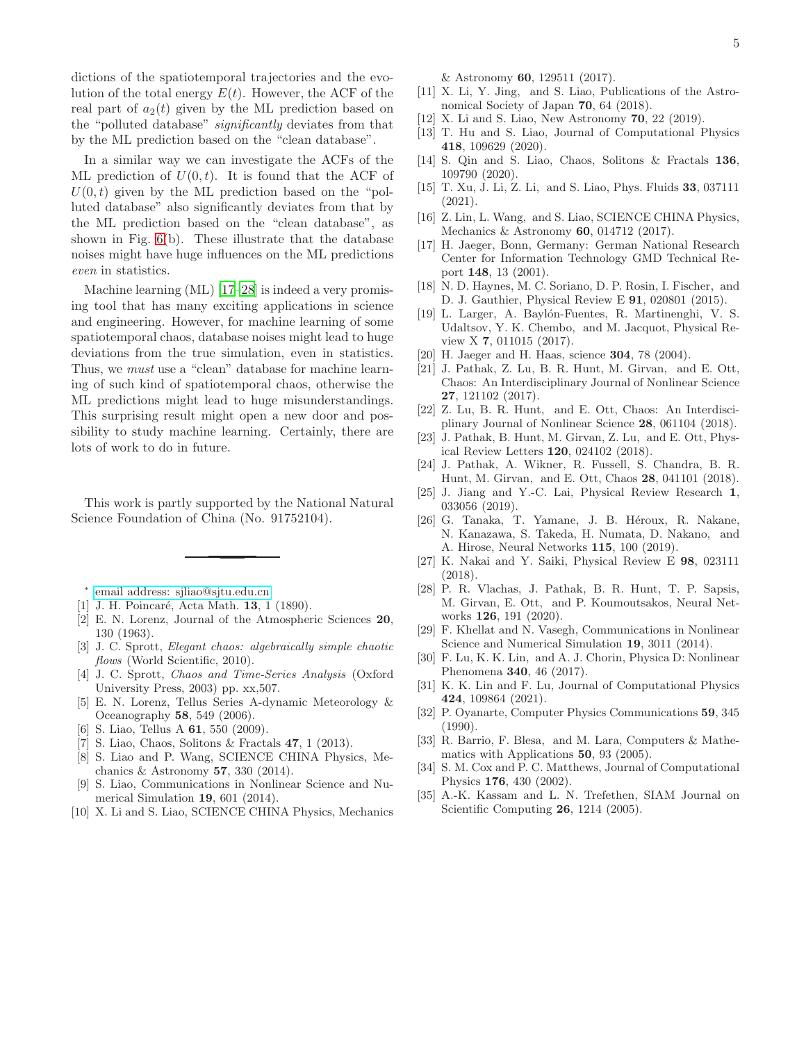dictions of the spatiotemporal trajectories and the evolution of the total energy $E(t)$. However, the ACF of the real part of $a_2(t)$ given by the ML prediction based on the "polluted database" *significantly* deviates from that by the ML prediction based on the "clean database".

In a similar way we can investigate the ACFs of the ML prediction of $U(0,t)$. It is found that the ACF of $U(0,t)$ given by the ML prediction based on the "polluted database" also significantly deviates from that by the ML prediction based on the "clean database", as shown in Fig. 6(b). These illustrate that the database noises might have huge influences on the ML predictions *even* in statistics.

Machine learning (ML) [17–28] is indeed a very promising tool that has many exciting applications in science and engineering. However, for machine learning of some spatiotemporal chaos, database noises might lead to huge deviations from the true simulation, even in statistics. Thus, we *must* use a "clean" database for machine learning of such kind of spatiotemporal chaos, otherwise the ML predictions might lead to huge misunderstandings. This surprising result might open a new door and possibility to study machine learning. Certainly, there are lots of work to do in future.

This work is partly supported by the National Natural Science Foundation of China (No. 91752104).

---

[*] email address: sjliao@sjtu.edu.cn

[1] J. H. Poincaré, Acta Math. **13**, 1 (1890).
[2] E. N. Lorenz, Journal of the Atmospheric Sciences **20**, 130 (1963).
[3] J. C. Sprott, *Elegant chaos: algebraically simple chaotic flows* (World Scientific, 2010).
[4] J. C. Sprott, *Chaos and Time-Series Analysis* (Oxford University Press, 2003) pp. xx,507.
[5] E. N. Lorenz, Tellus Series A-dynamic Meteorology & Oceanography **58**, 549 (2006).
[6] S. Liao, Tellus A **61**, 550 (2009).
[7] S. Liao, Chaos, Solitons & Fractals **47**, 1 (2013).
[8] S. Liao and P. Wang, SCIENCE CHINA Physics, Mechanics & Astronomy **57**, 330 (2014).
[9] S. Liao, Communications in Nonlinear Science and Numerical Simulation **19**, 601 (2014).
[10] X. Li and S. Liao, SCIENCE CHINA Physics, Mechanics & Astronomy **60**, 129511 (2017).
[11] X. Li, Y. Jing, and S. Liao, Publications of the Astronomical Society of Japan **70**, 64 (2018).
[12] X. Li and S. Liao, New Astronomy **70**, 22 (2019).
[13] T. Hu and S. Liao, Journal of Computational Physics **418**, 109629 (2020).
[14] S. Qin and S. Liao, Chaos, Solitons & Fractals **136**, 109790 (2020).
[15] T. Xu, J. Li, Z. Li, and S. Liao, Phys. Fluids **33**, 037111 (2021).
[16] Z. Lin, L. Wang, and S. Liao, SCIENCE CHINA Physics, Mechanics & Astronomy **60**, 014712 (2017).
[17] H. Jaeger, Bonn, Germany: German National Research Center for Information Technology GMD Technical Report **148**, 13 (2001).
[18] N. D. Haynes, M. C. Soriano, D. P. Rosin, I. Fischer, and D. J. Gauthier, Physical Review E **91**, 020801 (2015).
[19] L. Larger, A. Baylón-Fuentes, R. Martinenghi, V. S. Udaltsov, Y. K. Chembo, and M. Jacquot, Physical Review X **7**, 011015 (2017).
[20] H. Jaeger and H. Haas, science **304**, 78 (2004).
[21] J. Pathak, Z. Lu, B. R. Hunt, M. Girvan, and E. Ott, Chaos: An Interdisciplinary Journal of Nonlinear Science **27**, 121102 (2017).
[22] Z. Lu, B. R. Hunt, and E. Ott, Chaos: An Interdisciplinary Journal of Nonlinear Science **28**, 061104 (2018).
[23] J. Pathak, B. Hunt, M. Girvan, Z. Lu, and E. Ott, Physical Review Letters **120**, 024102 (2018).
[24] J. Pathak, A. Wikner, R. Fussell, S. Chandra, B. R. Hunt, M. Girvan, and E. Ott, Chaos **28**, 041101 (2018).
[25] J. Jiang and Y.-C. Lai, Physical Review Research **1**, 033056 (2019).
[26] G. Tanaka, T. Yamane, J. B. Héroux, R. Nakane, N. Kanazawa, S. Takeda, H. Numata, D. Nakano, and A. Hirose, Neural Networks **115**, 100 (2019).
[27] K. Nakai and Y. Saiki, Physical Review E **98**, 023111 (2018).
[28] P. R. Vlachas, J. Pathak, B. R. Hunt, T. P. Sapsis, M. Girvan, E. Ott, and P. Koumoutsakos, Neural Networks **126**, 191 (2020).
[29] F. Khellat and N. Vasegh, Communications in Nonlinear Science and Numerical Simulation **19**, 3011 (2014).
[30] F. Lu, K. K. Lin, and A. J. Chorin, Physica D: Nonlinear Phenomena **340**, 46 (2017).
[31] K. K. Lin and F. Lu, Journal of Computational Physics **424**, 109864 (2021).
[32] P. Oyanarte, Computer Physics Communications **59**, 345 (1990).
[33] R. Barrio, F. Blesa, and M. Lara, Computers & Mathematics with Applications **50**, 93 (2005).
[34] S. M. Cox and P. C. Matthews, Journal of Computational Physics **176**, 430 (2002).
[35] A.-K. Kassam and L. N. Trefethen, SIAM Journal on Scientific Computing **26**, 1214 (2005).